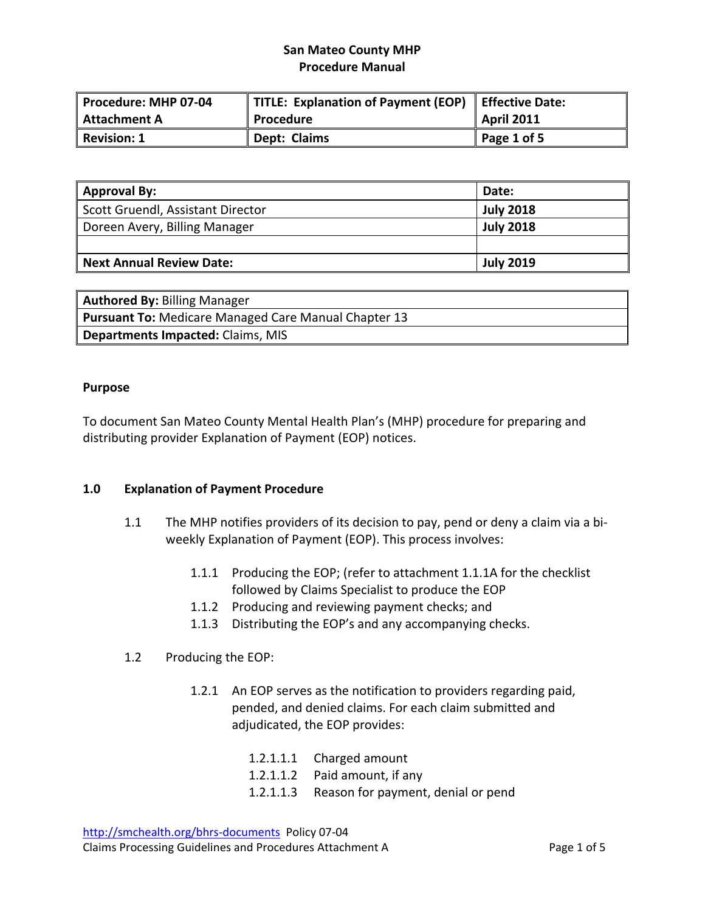# San Mateo County MHP
## Procedure Manual

| Procedure: MHP 07-04 Attachment A | TITLE: Explanation of Payment (EOP) Procedure | Effective Date: April 2011 |
|---|---|---|
| Revision: 1 | Dept: Claims | Page 1 of 5 |

| Approval By: | Date: |
|---|---|
| Scott Gruendl, Assistant Director | July 2018 |
| Doreen Avery, Billing Manager | July 2018 |
| | |
| **Next Annual Review Date:** | **July 2019** |

| |
|---|
| **Authored By:** Billing Manager |
| **Pursuant To:** Medicare Managed Care Manual Chapter 13 |
| **Departments Impacted:** Claims, MIS |

**Purpose**

To document San Mateo County Mental Health Plan's (MHP) procedure for preparing and distributing provider Explanation of Payment (EOP) notices.

**1.0 Explanation of Payment Procedure**

1.1 The MHP notifies providers of its decision to pay, pend or deny a claim via a bi-weekly Explanation of Payment (EOP). This process involves:

- 1.1.1 Producing the EOP; (refer to attachment 1.1.1A for the checklist followed by Claims Specialist to produce the EOP
- 1.1.2 Producing and reviewing payment checks; and
- 1.1.3 Distributing the EOP's and any accompanying checks.

1.2 Producing the EOP:

- 1.2.1 An EOP serves as the notification to providers regarding paid, pended, and denied claims. For each claim submitted and adjudicated, the EOP provides:
  - 1.2.1.1.1 Charged amount
  - 1.2.1.1.2 Paid amount, if any
  - 1.2.1.1.3 Reason for payment, denial or pend

http://smchealth.org/bhrs-documents Policy 07-04
Claims Processing Guidelines and Procedures Attachment A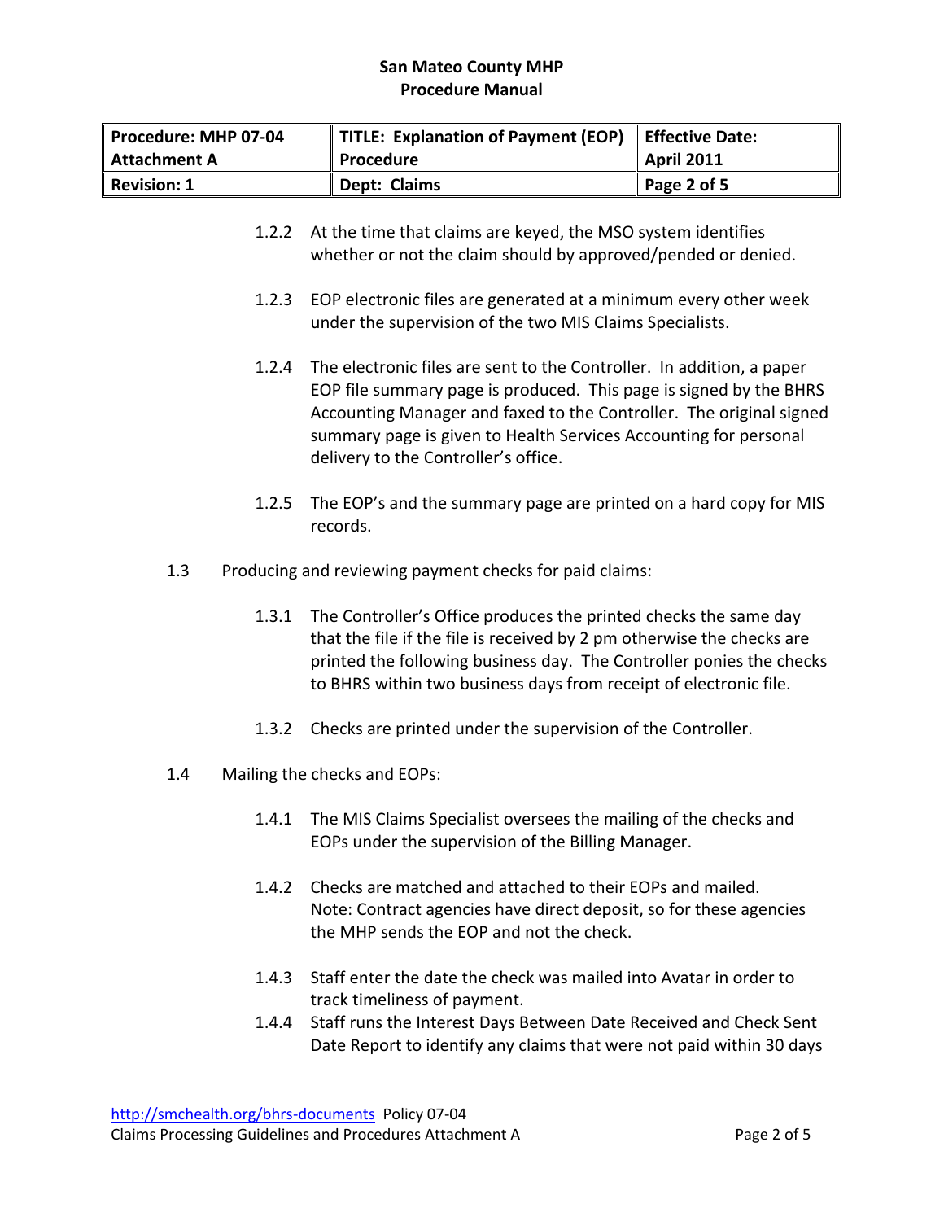1.2.2 At the time that claims are keyed, the MSO system identifies whether or not the claim should by approved/pended or denied.

1.2.3 EOP electronic files are generated at a minimum every other week under the supervision of the two MIS Claims Specialists.

1.2.4 The electronic files are sent to the Controller. In addition, a paper EOP file summary page is produced. This page is signed by the BHRS Accounting Manager and faxed to the Controller. The original signed summary page is given to Health Services Accounting for personal delivery to the Controller's office.

1.2.5 The EOP's and the summary page are printed on a hard copy for MIS records.

1.3 Producing and reviewing payment checks for paid claims:

1.3.1 The Controller's Office produces the printed checks the same day that the file if the file is received by 2 pm otherwise the checks are printed the following business day. The Controller ponies the checks to BHRS within two business days from receipt of electronic file.

1.3.2 Checks are printed under the supervision of the Controller.

1.4 Mailing the checks and EOPs:

1.4.1 The MIS Claims Specialist oversees the mailing of the checks and EOPs under the supervision of the Billing Manager.

1.4.2 Checks are matched and attached to their EOPs and mailed. Note: Contract agencies have direct deposit, so for these agencies the MHP sends the EOP and not the check.

1.4.3 Staff enter the date the check was mailed into Avatar in order to track timeliness of payment.

1.4.4 Staff runs the Interest Days Between Date Received and Check Sent Date Report to identify any claims that were not paid within 30 days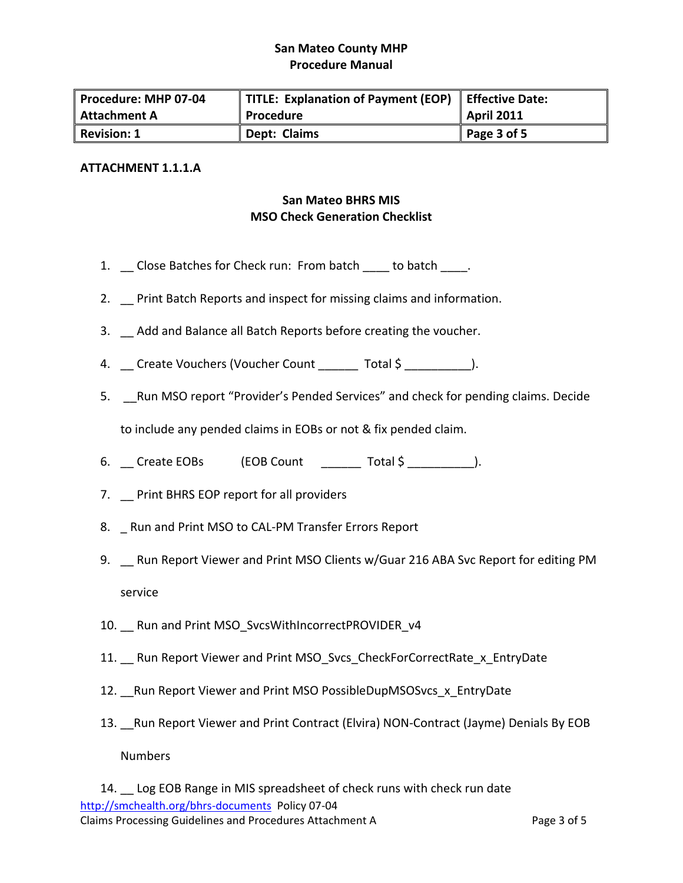San Mateo County MHP
Procedure Manual

| Procedure: MHP 07-04 Attachment A | TITLE: Explanation of Payment (EOP) Procedure | Effective Date: April 2011 |
|---|---|---|
| Revision: 1 | Dept: Claims | Page 3 of 5 |

**ATTACHMENT 1.1.1.A**

**San Mateo BHRS MIS**
**MSO Check Generation Checklist**

1. __ Close Batches for Check run: From batch ____ to batch ____.
2. __ Print Batch Reports and inspect for missing claims and information.
3. __ Add and Balance all Batch Reports before creating the voucher.
4. __ Create Vouchers (Voucher Count ______ Total $ __________).
5. __Run MSO report "Provider's Pended Services" and check for pending claims. Decide to include any pended claims in EOBs or not & fix pended claim.
6. __ Create EOBs (EOB Count ______ Total $ __________).
7. __ Print BHRS EOP report for all providers
8. _ Run and Print MSO to CAL-PM Transfer Errors Report
9. __ Run Report Viewer and Print MSO Clients w/Guar 216 ABA Svc Report for editing PM service
10. __ Run and Print MSO_SvcsWithIncorrectPROVIDER_v4
11. __ Run Report Viewer and Print MSO_Svcs_CheckForCorrectRate_x_EntryDate
12. __Run Report Viewer and Print MSO PossibleDupMSOSvcs_x_EntryDate
13. __Run Report Viewer and Print Contract (Elvira) NON-Contract (Jayme) Denials By EOB Numbers
14. __ Log EOB Range in MIS spreadsheet of check runs with check run date

http://smchealth.org/bhrs-documents Policy 07-04
Claims Processing Guidelines and Procedures Attachment A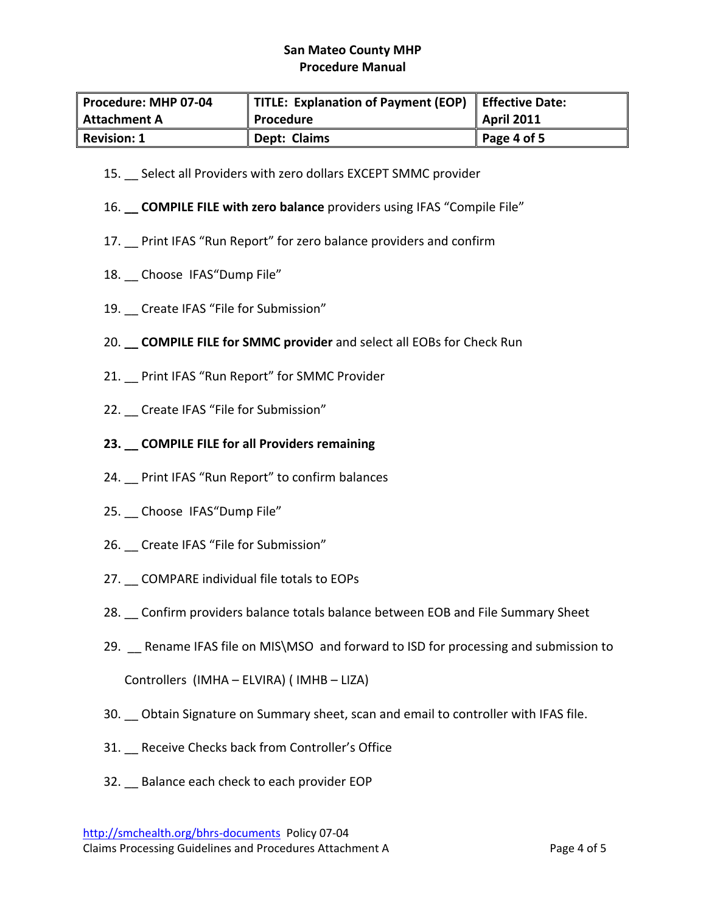**San Mateo County MHP**
**Procedure Manual**

| Procedure: MHP 07-04 Attachment A | TITLE: Explanation of Payment (EOP) Procedure | Effective Date: April 2011 |
|---|---|---|
| Revision: 1 | Dept: Claims | Page 4 of 5 |

15. __ Select all Providers with zero dollars EXCEPT SMMC provider

16. __ **COMPILE FILE with zero balance** providers using IFAS "Compile File"

17. __ Print IFAS "Run Report" for zero balance providers and confirm

18. __ Choose IFAS"Dump File"

19. __ Create IFAS "File for Submission"

20. __ **COMPILE FILE for SMMC provider** and select all EOBs for Check Run

21. __ Print IFAS "Run Report" for SMMC Provider

22. __ Create IFAS "File for Submission"

23. **__ COMPILE FILE for all Providers remaining**

24. __ Print IFAS "Run Report" to confirm balances

25. __ Choose IFAS"Dump File"

26. __ Create IFAS "File for Submission"

27. __ COMPARE individual file totals to EOPs

28. __ Confirm providers balance totals balance between EOB and File Summary Sheet

29. __ Rename IFAS file on MIS\MSO and forward to ISD for processing and submission to Controllers (IMHA – ELVIRA) ( IMHB – LIZA)

30. __ Obtain Signature on Summary sheet, scan and email to controller with IFAS file.

31. __ Receive Checks back from Controller's Office

32. __ Balance each check to each provider EOP

http://smchealth.org/bhrs-documents Policy 07-04
Claims Processing Guidelines and Procedures Attachment A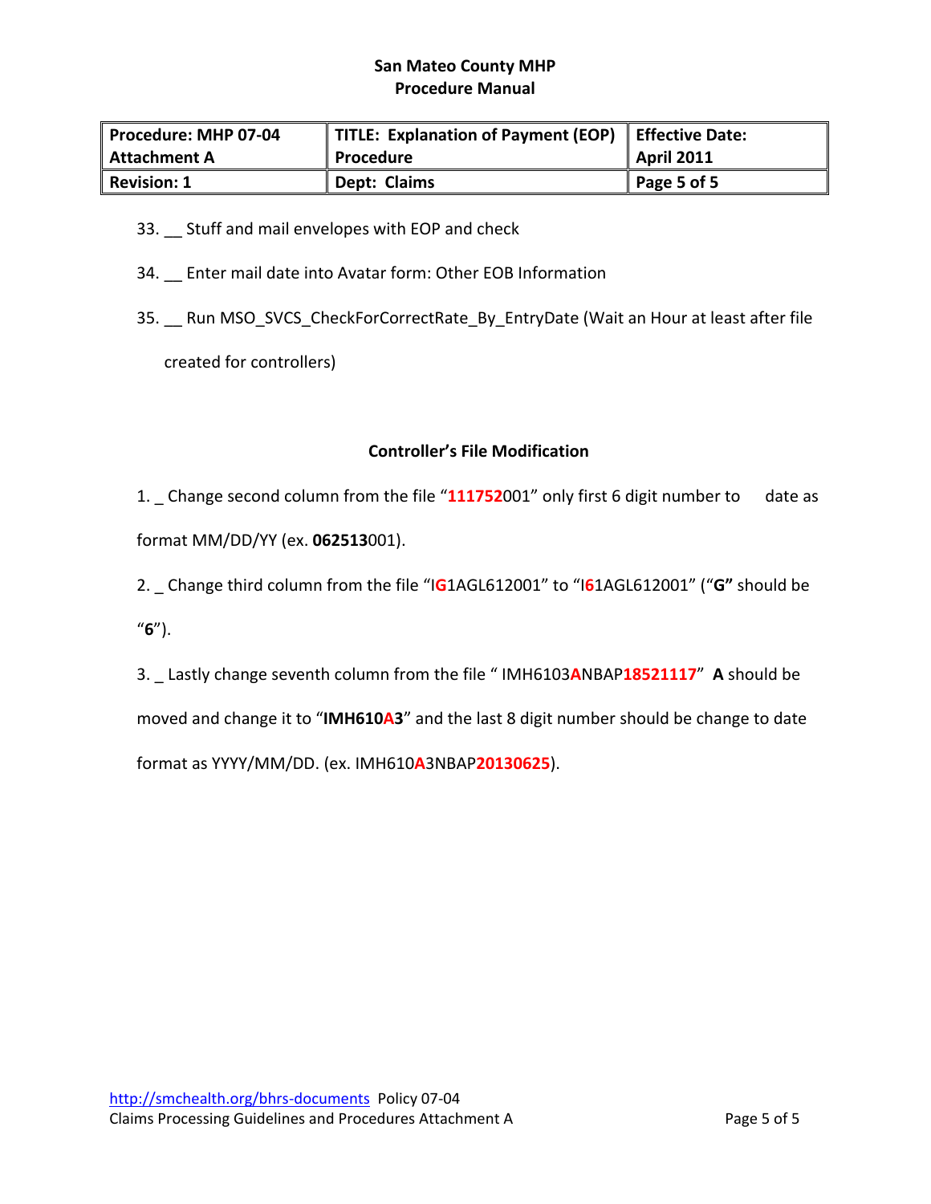**San Mateo County MHP**
**Procedure Manual**

| | | |
|---|---|---|
| **Procedure: MHP 07-04 Attachment A** | **TITLE: Explanation of Payment (EOP) Procedure** | **Effective Date: April 2011** |
| **Revision: 1** | **Dept: Claims** | **Page 5 of 5** |

33. __ Stuff and mail envelopes with EOP and check

34. __ Enter mail date into Avatar form: Other EOB Information

35. __ Run MSO_SVCS_CheckForCorrectRate_By_EntryDate (Wait an Hour at least after file created for controllers)

**Controller's File Modification**

1. _ Change second column from the file "**111752**001" only first 6 digit number to date as format MM/DD/YY (ex. **062513**001).

2. _ Change third column from the file "I**G**1AGL612001" to "I**6**1AGL612001" ("**G"** should be "**6**").

3. _ Lastly change seventh column from the file " IMH6103**A**NBAP**18521117**" **A** should be moved and change it to "**IMH610A3**" and the last 8 digit number should be change to date format as YYYY/MM/DD. (ex. IMH610**A**3NBAP**20130625**).

http://smchealth.org/bhrs-documents Policy 07-04
Claims Processing Guidelines and Procedures Attachment A